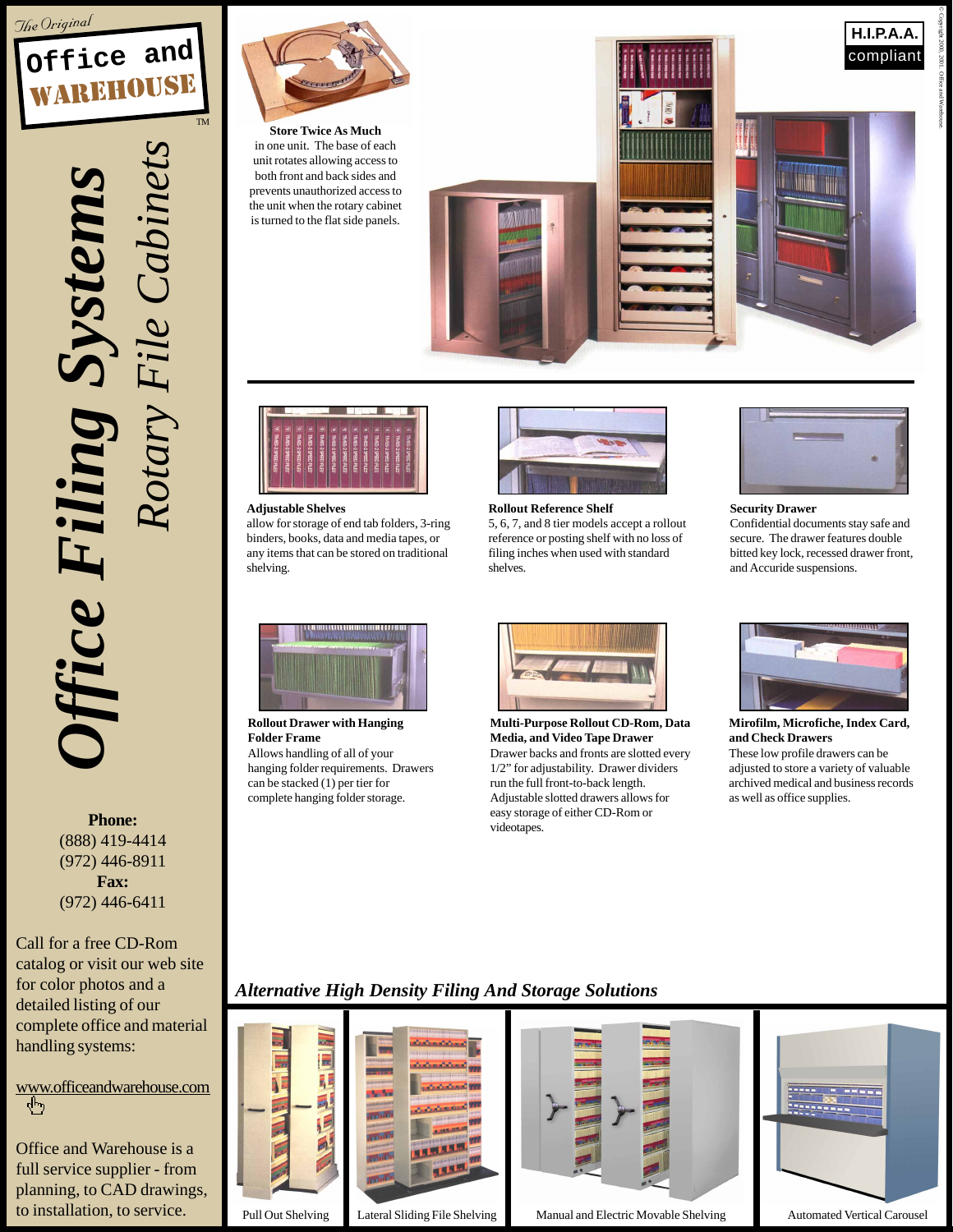The Original **Office and WAREHOUSE**™

# Office Filing Systems

## *Rotary File Cabinets*

**H.I.P.A.A. compliant**

**Store Twice As Much** in one unit. The base of each unit rotates allowing access to both front and back sides and prevents unauthorized access to the unit when the rotary cabinet is turned to the flat side panels.

**Adjustable Shelves**
allow for storage of end tab folders, 3-ring binders, books, data and media tapes, or any items that can be stored on traditional shelving.

**Rollout Reference Shelf**
5, 6, 7, and 8 tier models accept a rollout reference or posting shelf with no loss of filing inches when used with standard shelves.

**Security Drawer**
Confidential documents stay safe and secure. The drawer features double bitted key lock, recessed drawer front, and Accuride suspensions.

**Rollout Drawer with Hanging Folder Frame**
Allows handling of all of your hanging folder requirements. Drawers can be stacked (1) per tier for complete hanging folder storage.

**Multi-Purpose Rollout CD-Rom, Data Media, and Video Tape Drawer**
Drawer backs and fronts are slotted every 1/2" for adjustability. Drawer dividers run the full front-to-back length. Adjustable slotted drawers allows for easy storage of either CD-Rom or videotapes.

**Mirofilm, Microfiche, Index Card, and Check Drawers**
These low profile drawers can be adjusted to store a variety of valuable archived medical and business records as well as office supplies.

### *Alternative High Density Filing And Storage Solutions*

Pull Out Shelving

Lateral Sliding File Shelving

Manual and Electric Movable Shelving

Automated Vertical Carousel

**Phone:**
(888) 419-4414
(972) 446-8911
**Fax:**
(972) 446-6411

Call for a free CD-Rom catalog or visit our web site for color photos and a detailed listing of our complete office and material handling systems:

www.officeandwarehouse.com

Office and Warehouse is a full service supplier - from planning, to CAD drawings, to installation, to service.

© Copyright 2000, 2001. Office and Warehouse.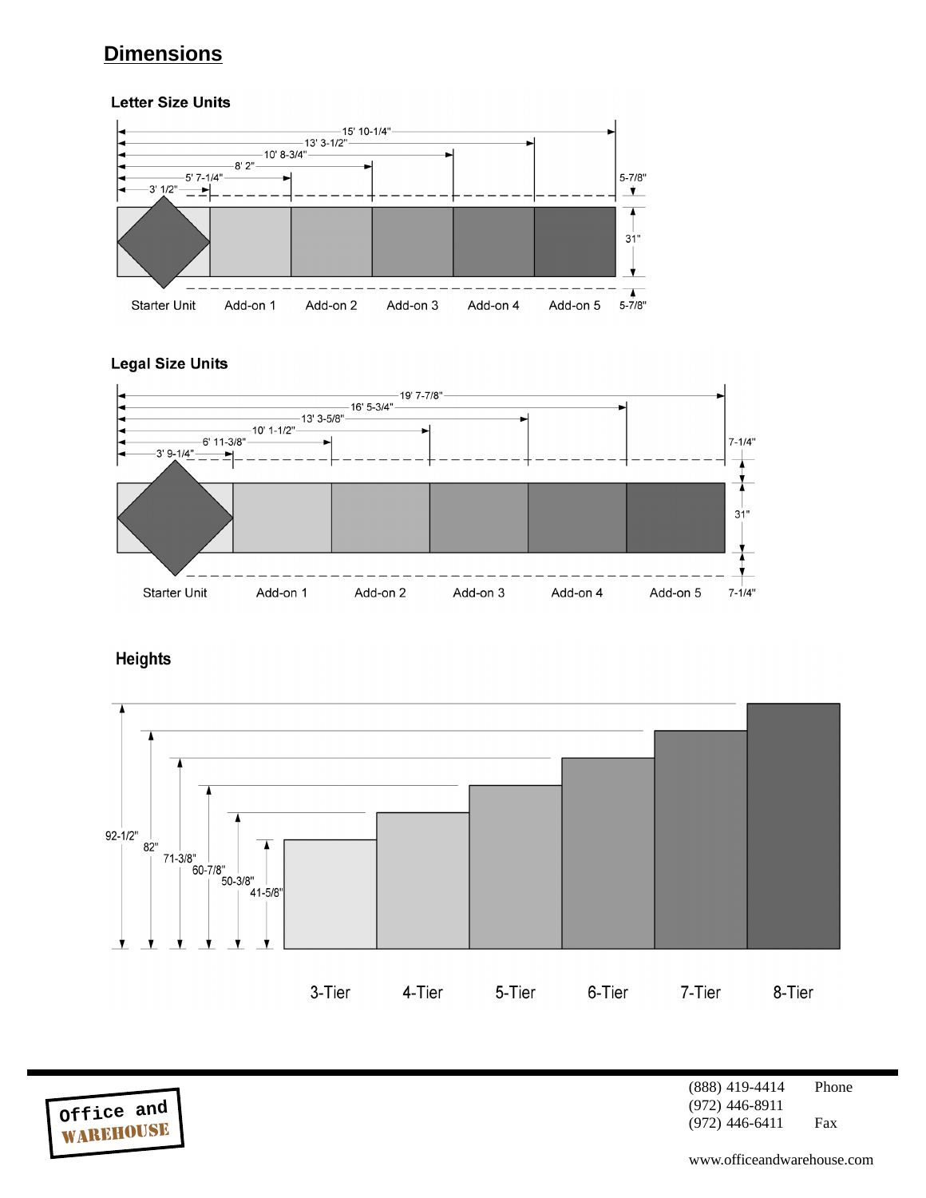## Dimensions

### Letter Size Units

15' 10-1/4"
13' 3-1/2"
10' 8-3/4"
8' 2"
5' 7-1/4"
3' 1/2"
5-7/8"
31"
5-7/8"

Starter Unit
Add-on 1
Add-on 2
Add-on 3
Add-on 4
Add-on 5

### Legal Size Units

19' 7-7/8"
16' 5-3/4"
13' 3-5/8"
10' 1-1/2"
6' 11-3/8"
3' 9-1/4"
7-1/4"
31"
7-1/4"

Starter Unit
Add-on 1
Add-on 2
Add-on 3
Add-on 4
Add-on 5

### Heights

92-1/2"
82"
71-3/8"
60-7/8"
50-3/8"
41-5/8"

3-Tier
4-Tier
5-Tier
6-Tier
7-Tier
8-Tier

Office and WAREHOUSE

(888) 419-4414 Phone
(972) 446-8911
(972) 446-6411 Fax

www.officeandwarehouse.com